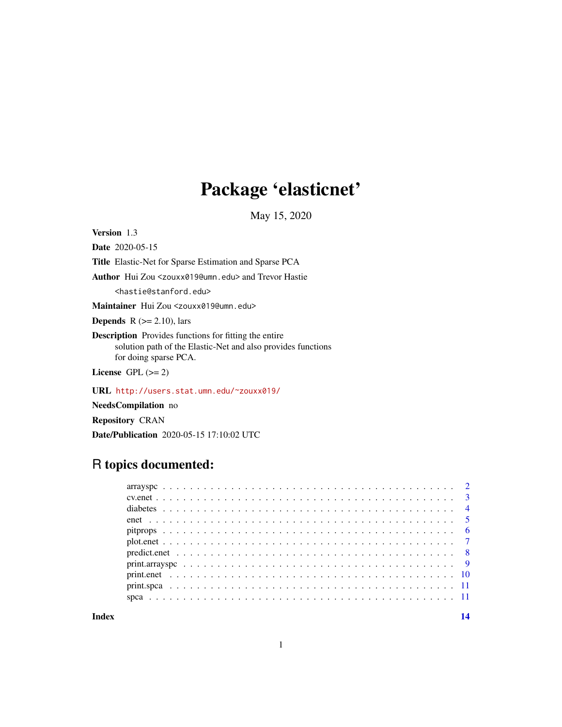# Package 'elasticnet'

May 15, 2020

**Version** 1.3

**Date** 2020-05-15

**Title** Elastic-Net for Sparse Estimation and Sparse PCA

**Author** Hui Zou <zouxx019@umn.edu> and Trevor Hastie <hastie@stanford.edu>

**Maintainer** Hui Zou <zouxx019@umn.edu>

**Depends** R (>= 2.10), lars

**Description** Provides functions for fitting the entire solution path of the Elastic-Net and also provides functions for doing sparse PCA.

**License** GPL (>= 2)

**URL** http://users.stat.umn.edu/~zouxx019/

**NeedsCompilation** no

**Repository** CRAN

**Date/Publication** 2020-05-15 17:10:02 UTC

## R topics documented:

- arrayspc . . . . . . . . . . . . . . . . . . . . . . . . . . . . . . . . . . . . . . . . . . . 2
- cv.enet . . . . . . . . . . . . . . . . . . . . . . . . . . . . . . . . . . . . . . . . . . . 3
- diabetes . . . . . . . . . . . . . . . . . . . . . . . . . . . . . . . . . . . . . . . . . . . 4
- enet . . . . . . . . . . . . . . . . . . . . . . . . . . . . . . . . . . . . . . . . . . . 5
- pitprops . . . . . . . . . . . . . . . . . . . . . . . . . . . . . . . . . . . . . . . . . . . 6
- plot.enet . . . . . . . . . . . . . . . . . . . . . . . . . . . . . . . . . . . . . . . . . . . 7
- predict.enet . . . . . . . . . . . . . . . . . . . . . . . . . . . . . . . . . . . . . . . . . . . 8
- print.arrayspc . . . . . . . . . . . . . . . . . . . . . . . . . . . . . . . . . . . . . . . . . . . 9
- print.enet . . . . . . . . . . . . . . . . . . . . . . . . . . . . . . . . . . . . . . . . . . . 10
- print.spca . . . . . . . . . . . . . . . . . . . . . . . . . . . . . . . . . . . . . . . . . . . 11
- spca . . . . . . . . . . . . . . . . . . . . . . . . . . . . . . . . . . . . . . . . . . . 11

**Index** **14**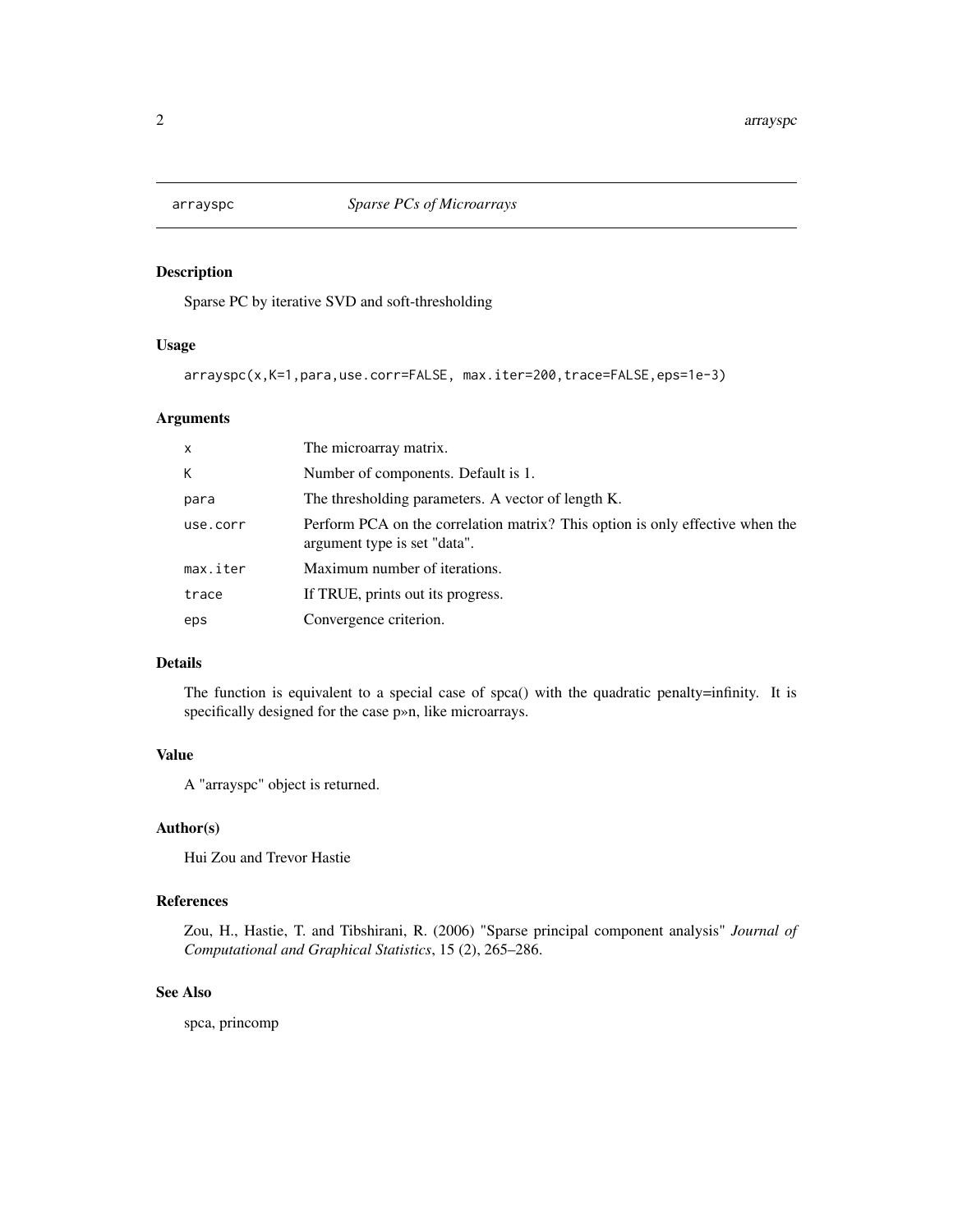arrayspc *Sparse PCs of Microarrays*

### Description

Sparse PC by iterative SVD and soft-thresholding

### Usage

```
arrayspc(x,K=1,para,use.corr=FALSE, max.iter=200,trace=FALSE,eps=1e-3)
```

### Arguments

| | |
|---|---|
| `x` | The microarray matrix. |
| `K` | Number of components. Default is 1. |
| `para` | The thresholding parameters. A vector of length K. |
| `use.corr` | Perform PCA on the correlation matrix? This option is only effective when the argument type is set "data". |
| `max.iter` | Maximum number of iterations. |
| `trace` | If TRUE, prints out its progress. |
| `eps` | Convergence criterion. |

### Details

The function is equivalent to a special case of spca() with the quadratic penalty=infinity. It is specifically designed for the case p»n, like microarrays.

### Value

A "arrayspc" object is returned.

### Author(s)

Hui Zou and Trevor Hastie

### References

Zou, H., Hastie, T. and Tibshirani, R. (2006) "Sparse principal component analysis" *Journal of Computational and Graphical Statistics*, 15 (2), 265–286.

### See Also

spca, princomp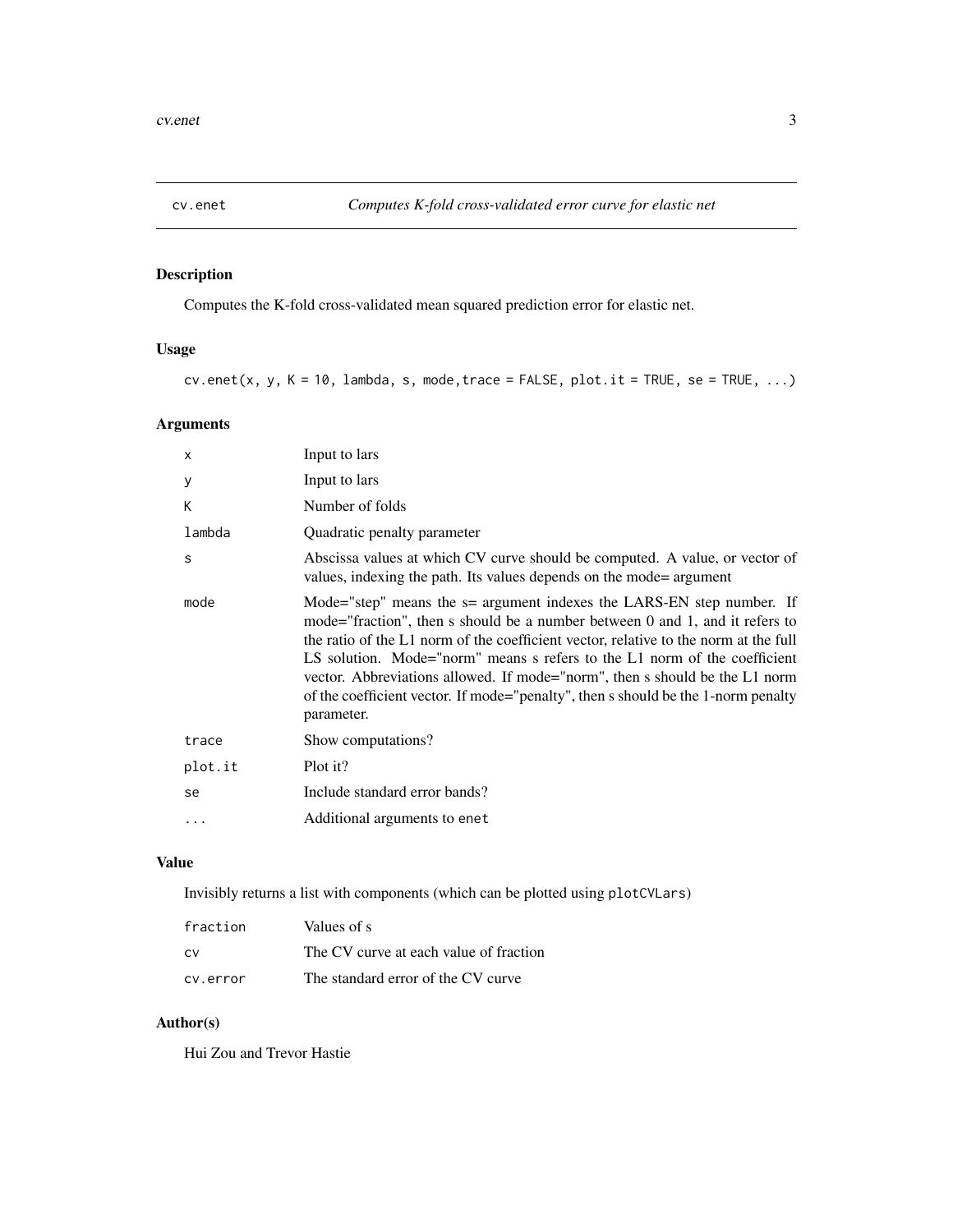## cv.enet — *Computes K-fold cross-validated error curve for elastic net*

### Description

Computes the K-fold cross-validated mean squared prediction error for elastic net.

### Usage

```
cv.enet(x, y, K = 10, lambda, s, mode,trace = FALSE, plot.it = TRUE, se = TRUE, ...)
```

### Arguments

| | |
|---|---|
| `x` | Input to lars |
| `y` | Input to lars |
| `K` | Number of folds |
| `lambda` | Quadratic penalty parameter |
| `s` | Abscissa values at which CV curve should be computed. A value, or vector of values, indexing the path. Its values depends on the mode= argument |
| `mode` | Mode="step" means the s= argument indexes the LARS-EN step number. If mode="fraction", then s should be a number between 0 and 1, and it refers to the ratio of the L1 norm of the coefficient vector, relative to the norm at the full LS solution. Mode="norm" means s refers to the L1 norm of the coefficient vector. Abbreviations allowed. If mode="norm", then s should be the L1 norm of the coefficient vector. If mode="penalty", then s should be the 1-norm penalty parameter. |
| `trace` | Show computations? |
| `plot.it` | Plot it? |
| `se` | Include standard error bands? |
| `...` | Additional arguments to `enet` |

### Value

Invisibly returns a list with components (which can be plotted using `plotCVLars`)

| | |
|---|---|
| `fraction` | Values of s |
| `cv` | The CV curve at each value of fraction |
| `cv.error` | The standard error of the CV curve |

### Author(s)

Hui Zou and Trevor Hastie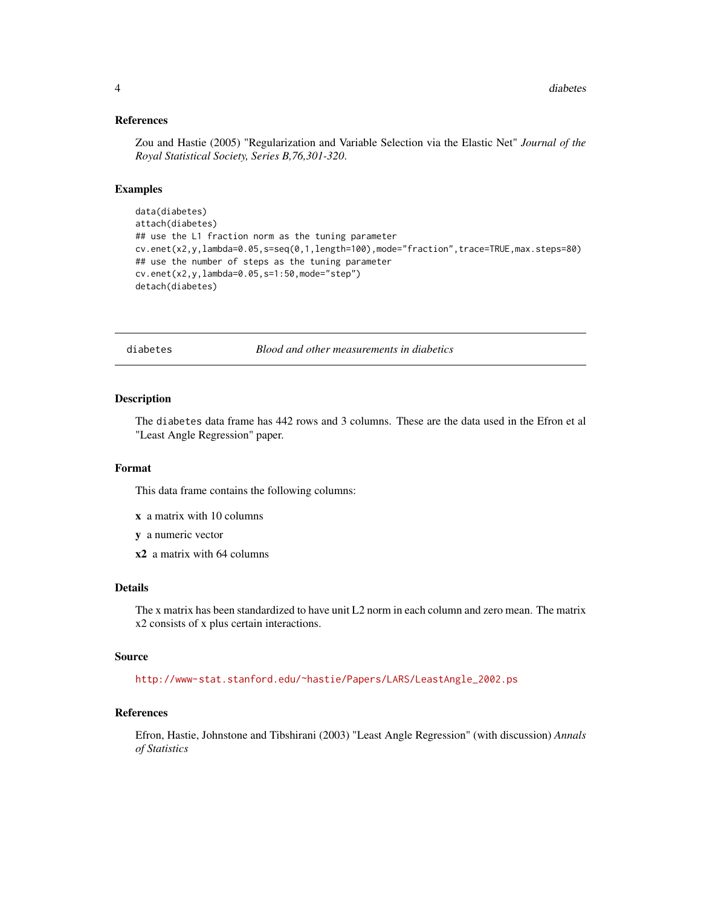### References

Zou and Hastie (2005) "Regularization and Variable Selection via the Elastic Net" *Journal of the Royal Statistical Society, Series B,76,301-320*.

### Examples

```
data(diabetes)
attach(diabetes)
## use the L1 fraction norm as the tuning parameter
cv.enet(x2,y,lambda=0.05,s=seq(0,1,length=100),mode="fraction",trace=TRUE,max.steps=80)
## use the number of steps as the tuning parameter
cv.enet(x2,y,lambda=0.05,s=1:50,mode="step")
detach(diabetes)
```

---

## diabetes — *Blood and other measurements in diabetics*

---

### Description

The diabetes data frame has 442 rows and 3 columns. These are the data used in the Efron et al "Least Angle Regression" paper.

### Format

This data frame contains the following columns:

**x** a matrix with 10 columns

**y** a numeric vector

**x2** a matrix with 64 columns

### Details

The x matrix has been standardized to have unit L2 norm in each column and zero mean. The matrix x2 consists of x plus certain interactions.

### Source

http://www-stat.stanford.edu/~hastie/Papers/LARS/LeastAngle_2002.ps

### References

Efron, Hastie, Johnstone and Tibshirani (2003) "Least Angle Regression" (with discussion) *Annals of Statistics*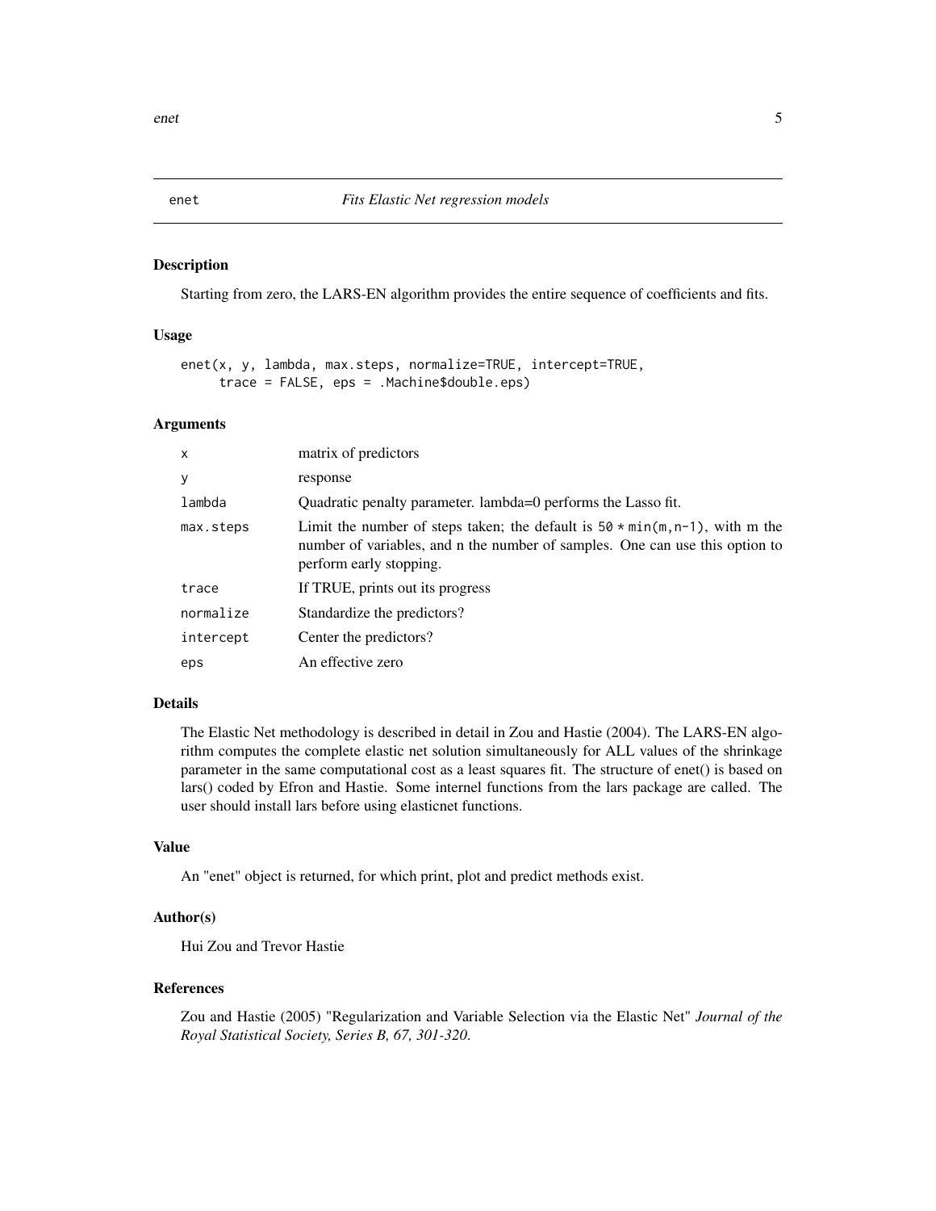# enet — *Fits Elastic Net regression models*

## Description

Starting from zero, the LARS-EN algorithm provides the entire sequence of coefficients and fits.

## Usage

```
enet(x, y, lambda, max.steps, normalize=TRUE, intercept=TRUE,
     trace = FALSE, eps = .Machine$double.eps)
```

## Arguments

| | |
|---|---|
| `x` | matrix of predictors |
| `y` | response |
| `lambda` | Quadratic penalty parameter. lambda=0 performs the Lasso fit. |
| `max.steps` | Limit the number of steps taken; the default is `50 * min(m,n-1)`, with m the number of variables, and n the number of samples. One can use this option to perform early stopping. |
| `trace` | If TRUE, prints out its progress |
| `normalize` | Standardize the predictors? |
| `intercept` | Center the predictors? |
| `eps` | An effective zero |

## Details

The Elastic Net methodology is described in detail in Zou and Hastie (2004). The LARS-EN algorithm computes the complete elastic net solution simultaneously for ALL values of the shrinkage parameter in the same computational cost as a least squares fit. The structure of enet() is based on lars() coded by Efron and Hastie. Some internel functions from the lars package are called. The user should install lars before using elasticnet functions.

## Value

An "enet" object is returned, for which print, plot and predict methods exist.

## Author(s)

Hui Zou and Trevor Hastie

## References

Zou and Hastie (2005) "Regularization and Variable Selection via the Elastic Net" *Journal of the Royal Statistical Society, Series B, 67, 301-320.*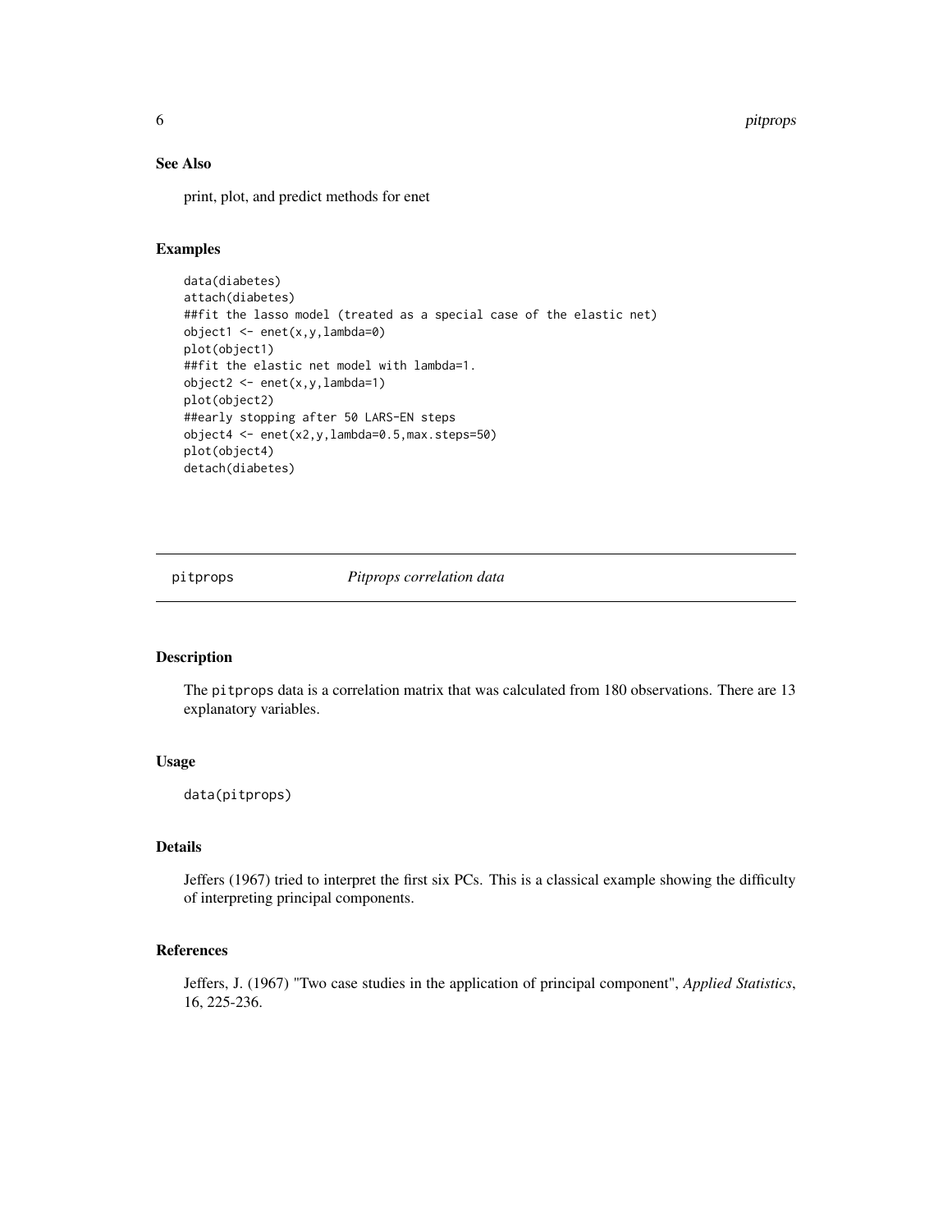### See Also

print, plot, and predict methods for enet

### Examples

```
data(diabetes)
attach(diabetes)
##fit the lasso model (treated as a special case of the elastic net)
object1 <- enet(x,y,lambda=0)
plot(object1)
##fit the elastic net model with lambda=1.
object2 <- enet(x,y,lambda=1)
plot(object2)
##early stopping after 50 LARS-EN steps
object4 <- enet(x2,y,lambda=0.5,max.steps=50)
plot(object4)
detach(diabetes)
```

---

## pitprops — *Pitprops correlation data*

---

### Description

The `pitprops` data is a correlation matrix that was calculated from 180 observations. There are 13 explanatory variables.

### Usage

```
data(pitprops)
```

### Details

Jeffers (1967) tried to interpret the first six PCs. This is a classical example showing the difficulty of interpreting principal components.

### References

Jeffers, J. (1967) "Two case studies in the application of principal component", *Applied Statistics*, 16, 225-236.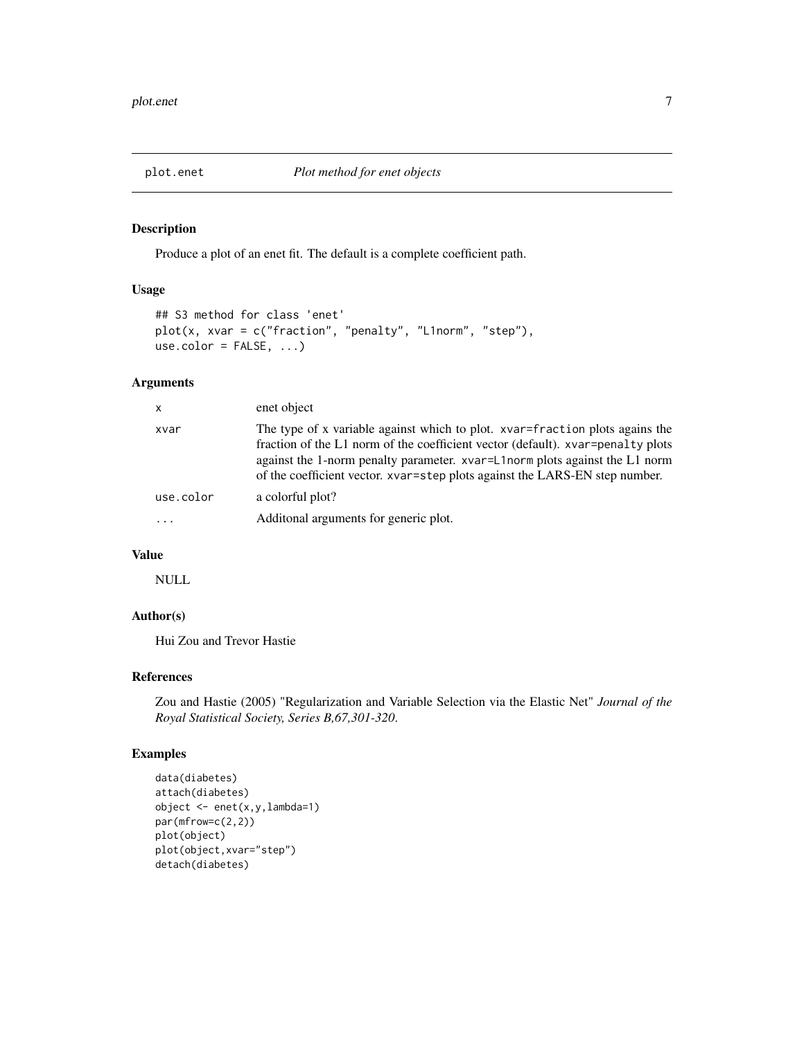## plot.enet *Plot method for enet objects*

### Description

Produce a plot of an enet fit. The default is a complete coefficient path.

### Usage

```
## S3 method for class 'enet'
plot(x, xvar = c("fraction", "penalty", "L1norm", "step"),
use.color = FALSE, ...)
```

### Arguments

| | |
|---|---|
| `x` | enet object |
| `xvar` | The type of x variable against which to plot. `xvar=fraction` plots agains the fraction of the L1 norm of the coefficient vector (default). `xvar=penalty` plots against the 1-norm penalty parameter. `xvar=L1norm` plots against the L1 norm of the coefficient vector. `xvar=step` plots against the LARS-EN step number. |
| `use.color` | a colorful plot? |
| `...` | Additonal arguments for generic plot. |

### Value

NULL

### Author(s)

Hui Zou and Trevor Hastie

### References

Zou and Hastie (2005) "Regularization and Variable Selection via the Elastic Net" *Journal of the Royal Statistical Society, Series B,67,301-320*.

### Examples

```
data(diabetes)
attach(diabetes)
object <- enet(x,y,lambda=1)
par(mfrow=c(2,2))
plot(object)
plot(object,xvar="step")
detach(diabetes)
```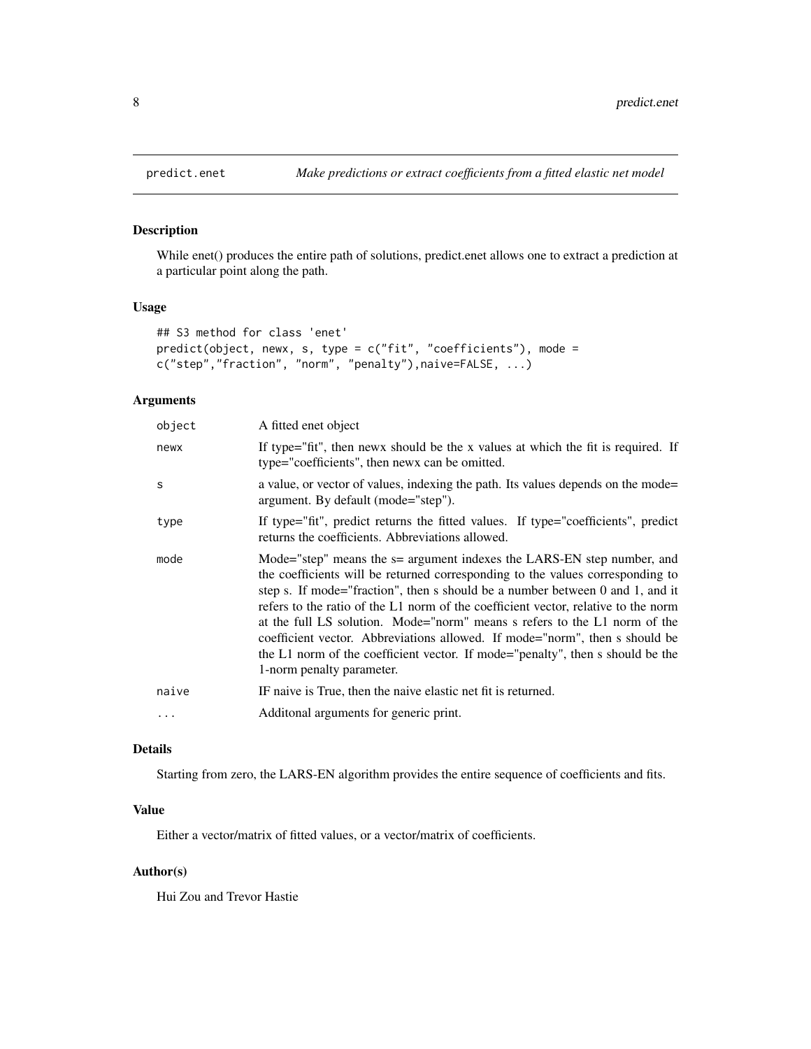# predict.enet — *Make predictions or extract coefficients from a fitted elastic net model*

## Description

While enet() produces the entire path of solutions, predict.enet allows one to extract a prediction at a particular point along the path.

## Usage

```
## S3 method for class 'enet'
predict(object, newx, s, type = c("fit", "coefficients"), mode =
c("step","fraction", "norm", "penalty"),naive=FALSE, ...)
```

## Arguments

| | |
|---|---|
| `object` | A fitted enet object |
| `newx` | If type="fit", then newx should be the x values at which the fit is required. If type="coefficients", then newx can be omitted. |
| `s` | a value, or vector of values, indexing the path. Its values depends on the mode= argument. By default (mode="step"). |
| `type` | If type="fit", predict returns the fitted values. If type="coefficients", predict returns the coefficients. Abbreviations allowed. |
| `mode` | Mode="step" means the s= argument indexes the LARS-EN step number, and the coefficients will be returned corresponding to the values corresponding to step s. If mode="fraction", then s should be a number between 0 and 1, and it refers to the ratio of the L1 norm of the coefficient vector, relative to the norm at the full LS solution. Mode="norm" means s refers to the L1 norm of the coefficient vector. Abbreviations allowed. If mode="norm", then s should be the L1 norm of the coefficient vector. If mode="penalty", then s should be the 1-norm penalty parameter. |
| `naive` | IF naive is True, then the naive elastic net fit is returned. |
| `...` | Additonal arguments for generic print. |

## Details

Starting from zero, the LARS-EN algorithm provides the entire sequence of coefficients and fits.

## Value

Either a vector/matrix of fitted values, or a vector/matrix of coefficients.

## Author(s)

Hui Zou and Trevor Hastie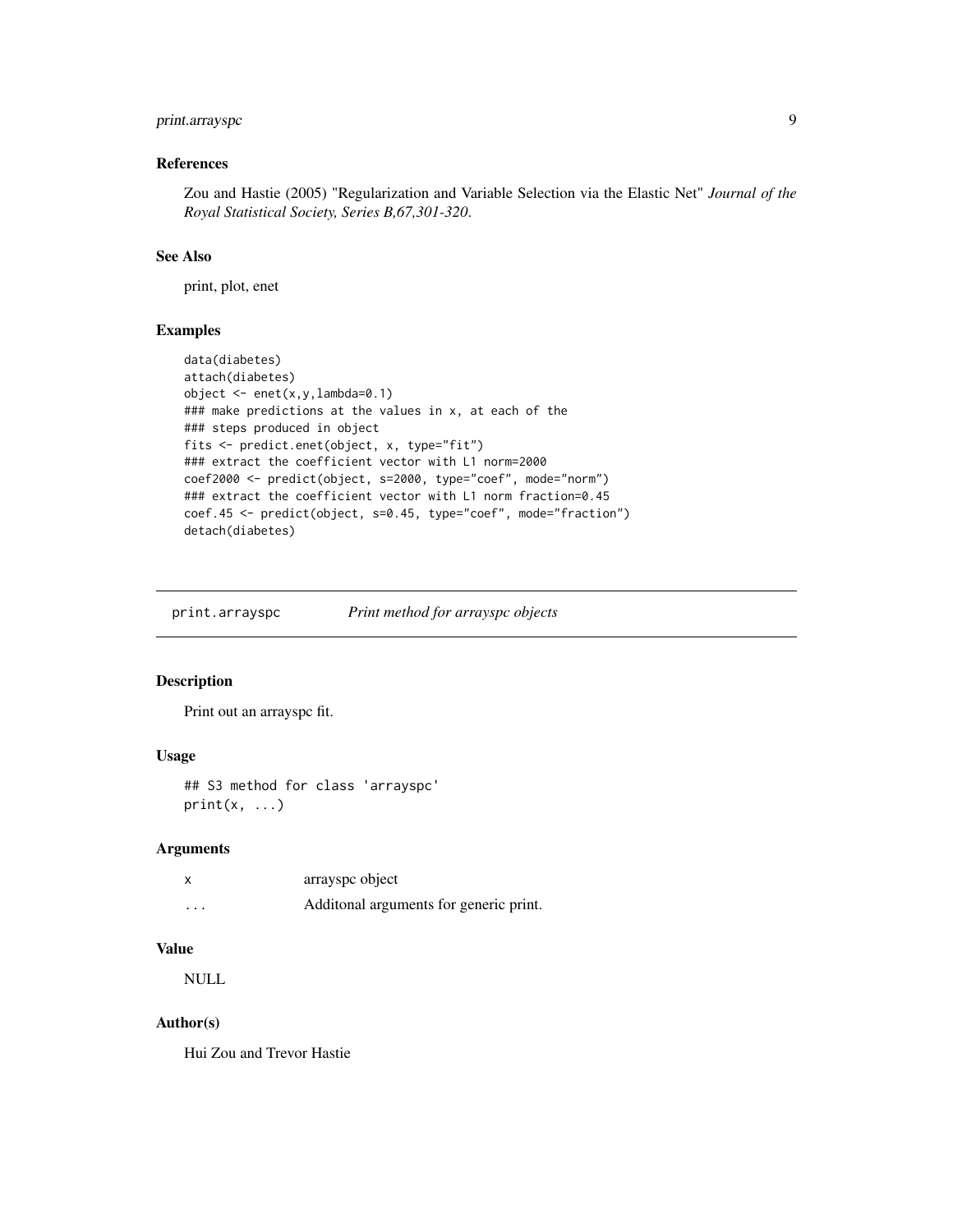### References

Zou and Hastie (2005) "Regularization and Variable Selection via the Elastic Net" *Journal of the Royal Statistical Society, Series B,67,301-320*.

### See Also

print, plot, enet

### Examples

```
data(diabetes)
attach(diabetes)
object <- enet(x,y,lambda=0.1)
### make predictions at the values in x, at each of the
### steps produced in object
fits <- predict.enet(object, x, type="fit")
### extract the coefficient vector with L1 norm=2000
coef2000 <- predict(object, s=2000, type="coef", mode="norm")
### extract the coefficient vector with L1 norm fraction=0.45
coef.45 <- predict(object, s=0.45, type="coef", mode="fraction")
detach(diabetes)
```

---

## print.arrayspc    *Print method for arrayspc objects*

---

### Description

Print out an arrayspc fit.

### Usage

```
## S3 method for class 'arrayspc'
print(x, ...)
```

### Arguments

| | |
|---|---|
| x | arrayspc object |
| ... | Additonal arguments for generic print. |

### Value

NULL

### Author(s)

Hui Zou and Trevor Hastie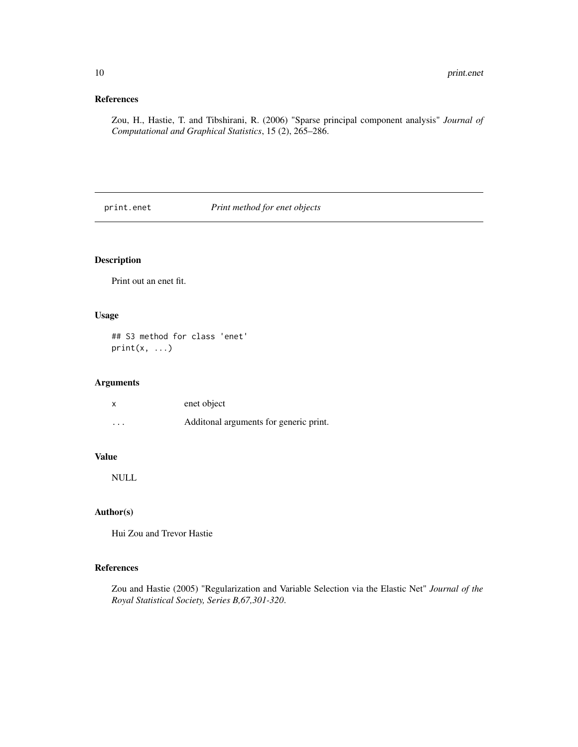## References

Zou, H., Hastie, T. and Tibshirani, R. (2006) "Sparse principal component analysis" *Journal of Computational and Graphical Statistics*, 15 (2), 265–286.

---

# print.enet — *Print method for enet objects*

---

### Description

Print out an enet fit.

### Usage

```
## S3 method for class 'enet'
print(x, ...)
```

### Arguments

| | |
|---|---|
| x | enet object |
| ... | Additonal arguments for generic print. |

### Value

NULL

### Author(s)

Hui Zou and Trevor Hastie

### References

Zou and Hastie (2005) "Regularization and Variable Selection via the Elastic Net" *Journal of the Royal Statistical Society, Series B,67,301-320*.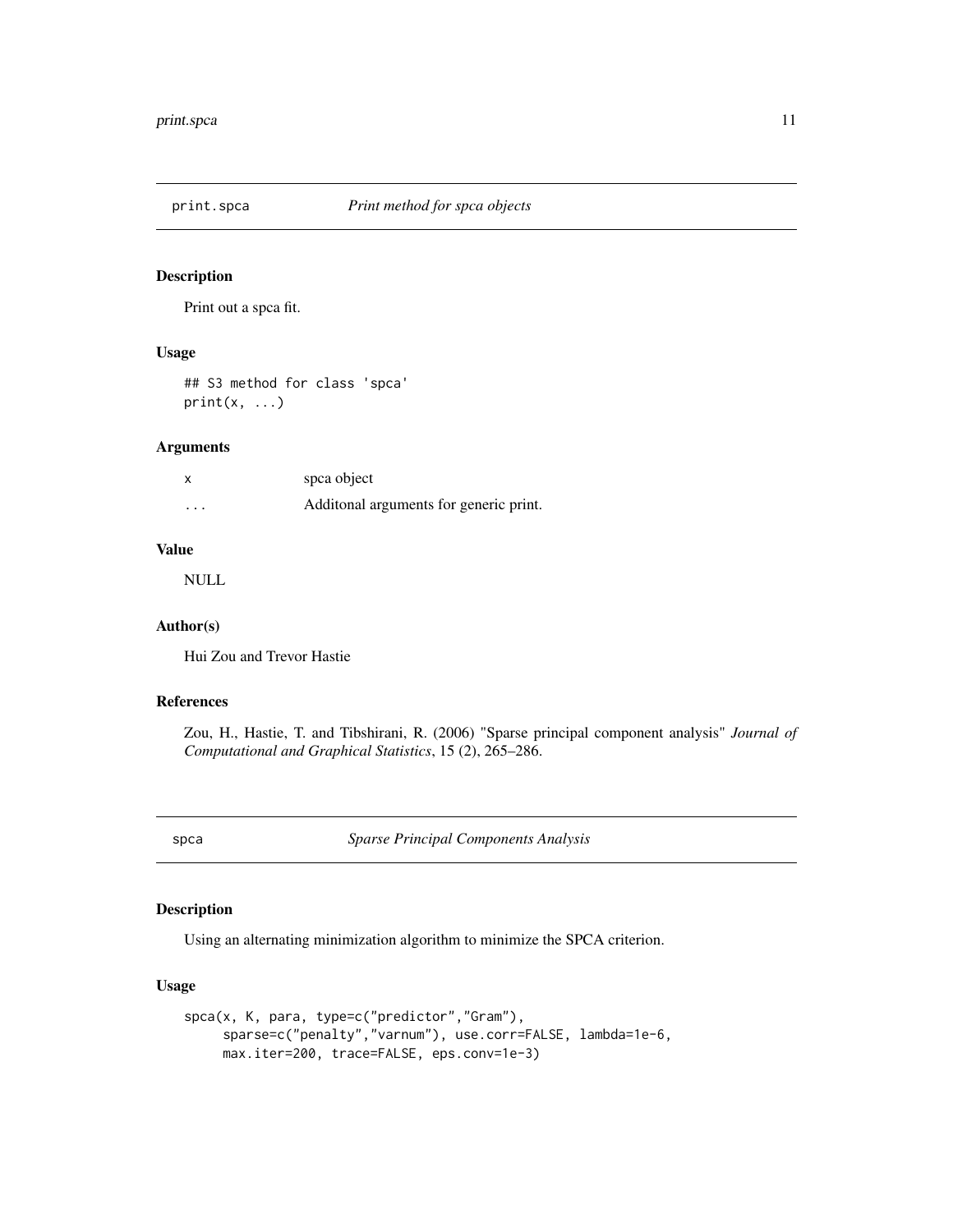## print.spca *Print method for spca objects*

### Description

Print out a spca fit.

### Usage

```
## S3 method for class 'spca'
print(x, ...)
```

### Arguments

| | |
|---|---|
| x | spca object |
| ... | Additonal arguments for generic print. |

### Value

NULL

### Author(s)

Hui Zou and Trevor Hastie

### References

Zou, H., Hastie, T. and Tibshirani, R. (2006) "Sparse principal component analysis" *Journal of Computational and Graphical Statistics*, 15 (2), 265–286.

## spca *Sparse Principal Components Analysis*

### Description

Using an alternating minimization algorithm to minimize the SPCA criterion.

### Usage

```
spca(x, K, para, type=c("predictor","Gram"),
     sparse=c("penalty","varnum"), use.corr=FALSE, lambda=1e-6,
     max.iter=200, trace=FALSE, eps.conv=1e-3)
```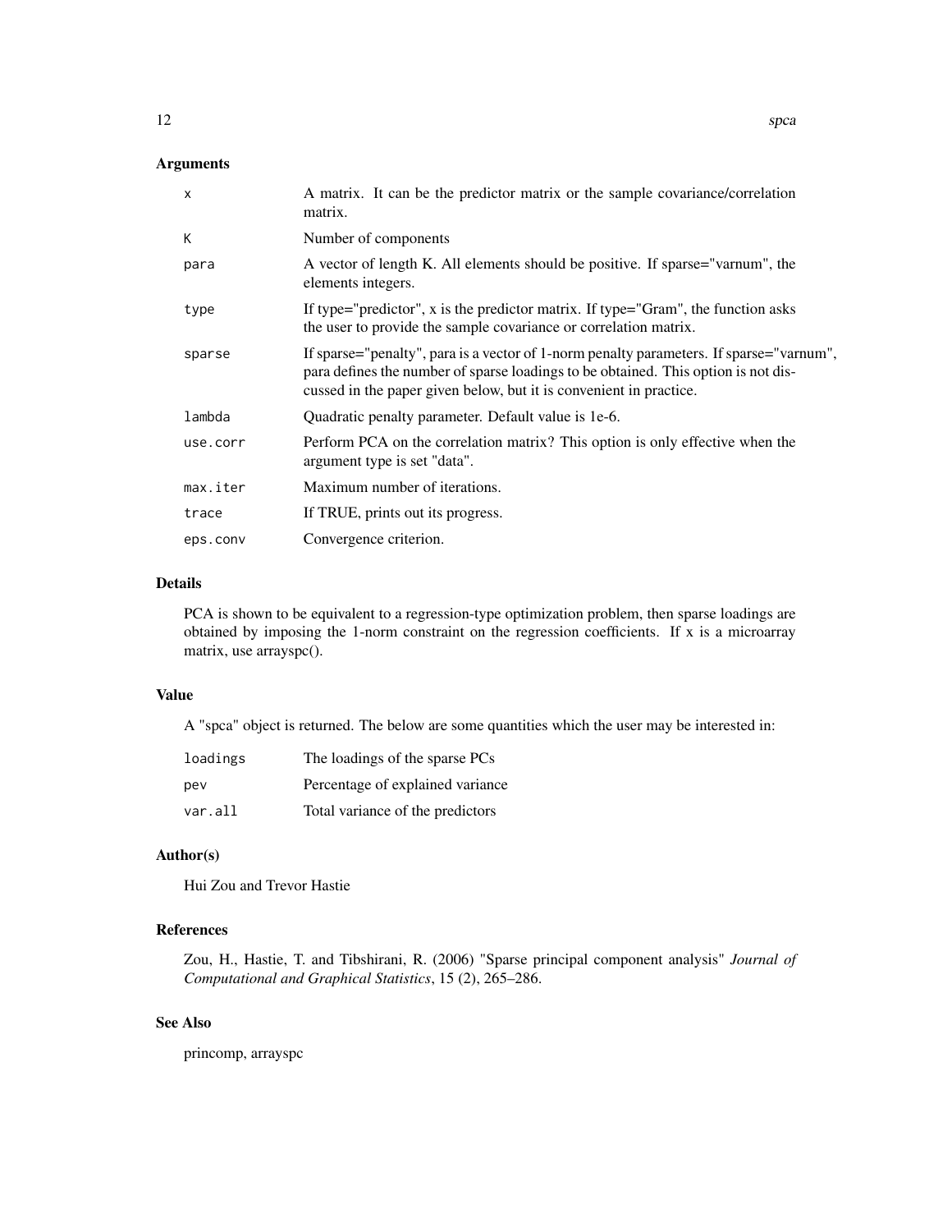## Arguments

| | |
|---|---|
| x | A matrix. It can be the predictor matrix or the sample covariance/correlation matrix. |
| K | Number of components |
| para | A vector of length K. All elements should be positive. If sparse="varnum", the elements integers. |
| type | If type="predictor", x is the predictor matrix. If type="Gram", the function asks the user to provide the sample covariance or correlation matrix. |
| sparse | If sparse="penalty", para is a vector of 1-norm penalty parameters. If sparse="varnum", para defines the number of sparse loadings to be obtained. This option is not discussed in the paper given below, but it is convenient in practice. |
| lambda | Quadratic penalty parameter. Default value is 1e-6. |
| use.corr | Perform PCA on the correlation matrix? This option is only effective when the argument type is set "data". |
| max.iter | Maximum number of iterations. |
| trace | If TRUE, prints out its progress. |
| eps.conv | Convergence criterion. |

## Details

PCA is shown to be equivalent to a regression-type optimization problem, then sparse loadings are obtained by imposing the 1-norm constraint on the regression coefficients. If x is a microarray matrix, use arrayspc().

## Value

A "spca" object is returned. The below are some quantities which the user may be interested in:

| | |
|---|---|
| loadings | The loadings of the sparse PCs |
| pev | Percentage of explained variance |
| var.all | Total variance of the predictors |

## Author(s)

Hui Zou and Trevor Hastie

## References

Zou, H., Hastie, T. and Tibshirani, R. (2006) "Sparse principal component analysis" *Journal of Computational and Graphical Statistics*, 15 (2), 265–286.

## See Also

princomp, arrayspc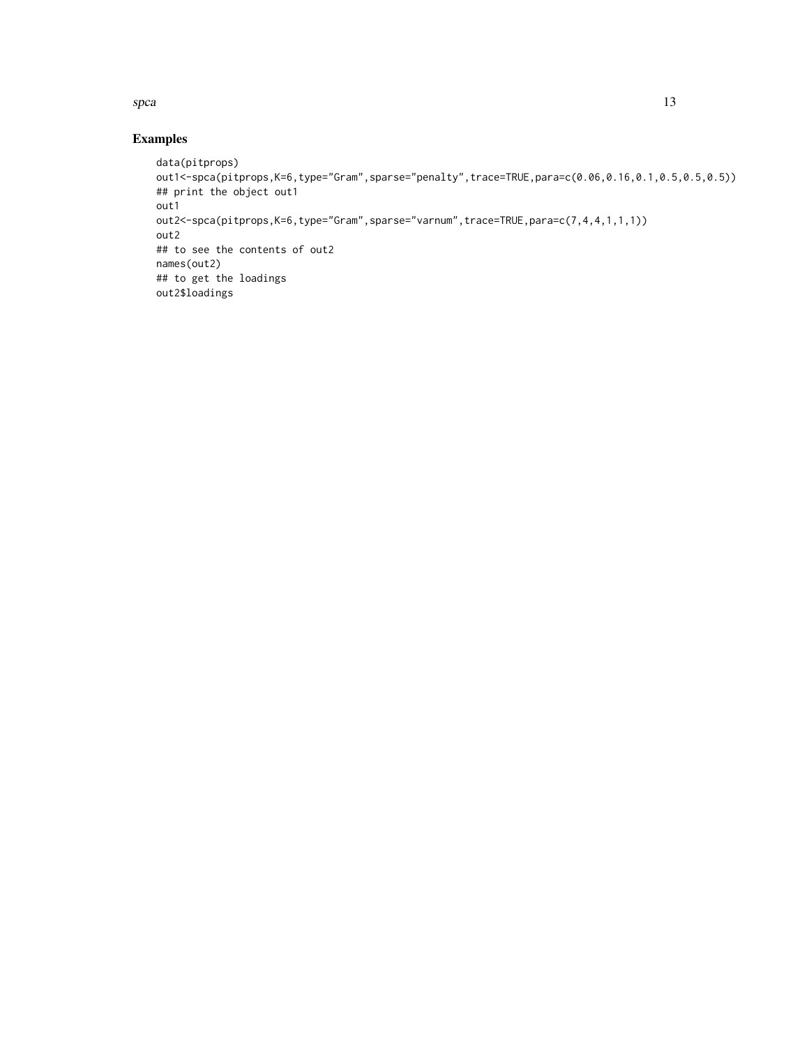## Examples

```
data(pitprops)
out1<-spca(pitprops,K=6,type="Gram",sparse="penalty",trace=TRUE,para=c(0.06,0.16,0.1,0.5,0.5,0.5))
## print the object out1
out1
out2<-spca(pitprops,K=6,type="Gram",sparse="varnum",trace=TRUE,para=c(7,4,4,1,1,1))
out2
## to see the contents of out2
names(out2)
## to get the loadings
out2$loadings
```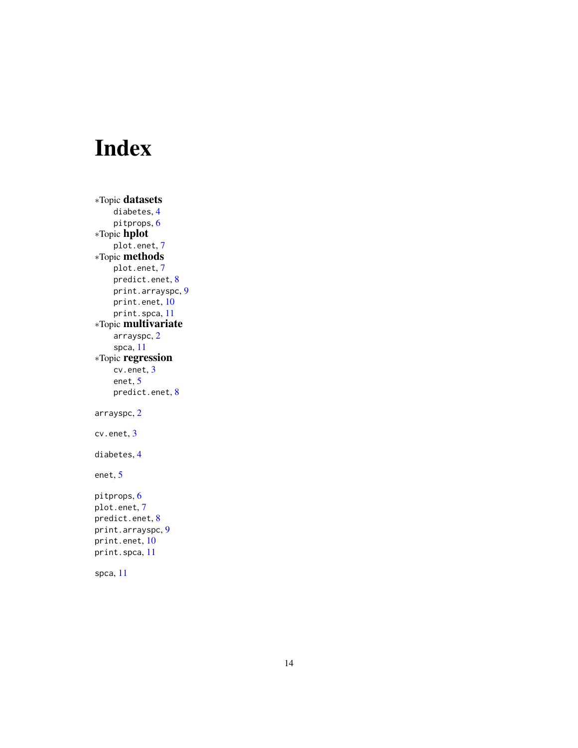# Index

*Topic **datasets**
- diabetes, 4
- pitprops, 6

*Topic **hplot**
- plot.enet, 7

*Topic **methods**
- plot.enet, 7
- predict.enet, 8
- print.arrayspc, 9
- print.enet, 10
- print.spca, 11

*Topic **multivariate**
- arrayspc, 2
- spca, 11

*Topic **regression**
- cv.enet, 3
- enet, 5
- predict.enet, 8

arrayspc, 2

cv.enet, 3

diabetes, 4

enet, 5

pitprops, 6
plot.enet, 7
predict.enet, 8
print.arrayspc, 9
print.enet, 10
print.spca, 11

spca, 11